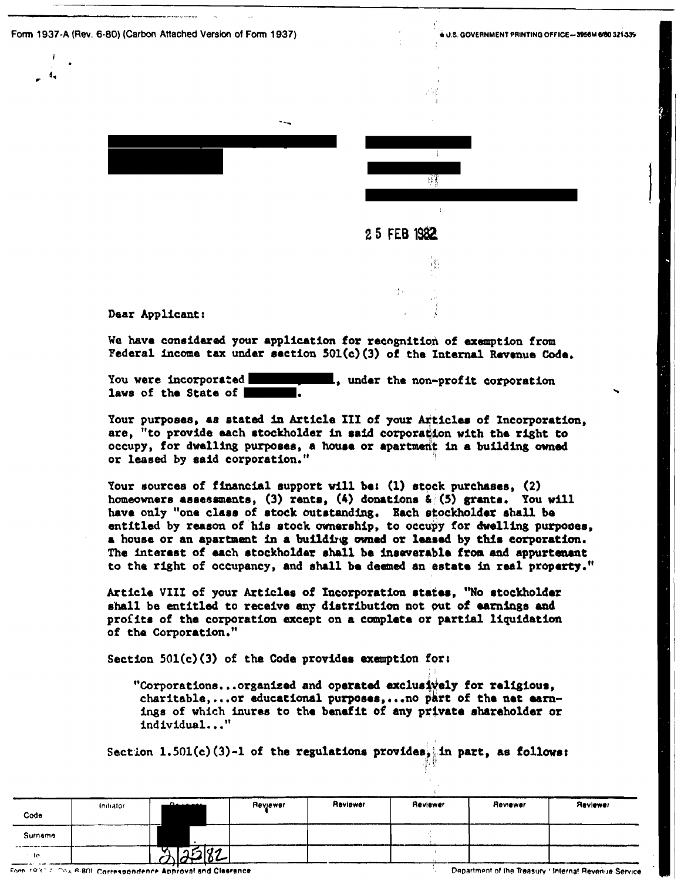Form 1937-A (Rev. 6-80) (Carbon Attached Version of Form 1937)

25 FEB 1982

Dear Applicant:

We have considered your application for recognition of exemption from Federal income tax under section 501(c)(3) of the Internal Revenue Code.

You were incorporated , under the non-profit corporation laws of the State of .

Your purposes, as stated in Article III of your Articles of Incorporation, are, "to provide each stockholder in said corporation with the right to occupy, for dwelling purposes, a house or apartment in a building owned or leased by said corporation."

Your sources of financial support will be: (1) stock purchases, (2) homeowners assessments, (3) rents, (4) donations & (5) grants. You will have only "one class of stock outstanding. Each stockholder shall be entitled by reason of his stock ownership, to occupy for dwelling purposes, a house or an apartment in a building owned or leased by this corporation. The interest of each stockholder shall be inseverable from and appurtenant to the right of occupancy, and shall be deemed an estate in real property."

Article VIII of your Articles of Incorporation states, "No stockholder shall be entitled to receive any distribution not out of earnings and profits of the corporation except on a complete or partial liquidation of the Corporation."

Section 501(c)(3) of the Code provides exemption for:

> "Corporations...organized and operated exclusively for religious, charitable,...or educational purposes,...no part of the net earnings of which inures to the benefit of any private shareholder or individual..."

Section 1.501(c)(3)-1 of the regulations provides, in part, as follows:

| | Initiator | Reviewer | Reviewer | Reviewer | Reviewer | Reviewer | Reviewer |
|---|---|---|---|---|---|---|---|
| Code | | | | | | | |
| Surname | | | | | | | |
| Date | | 2/25/82 | | | | | |

Form 1937-A (Rev. 6-80) Correspondence Approval and Clearance — Department of the Treasury / Internal Revenue Service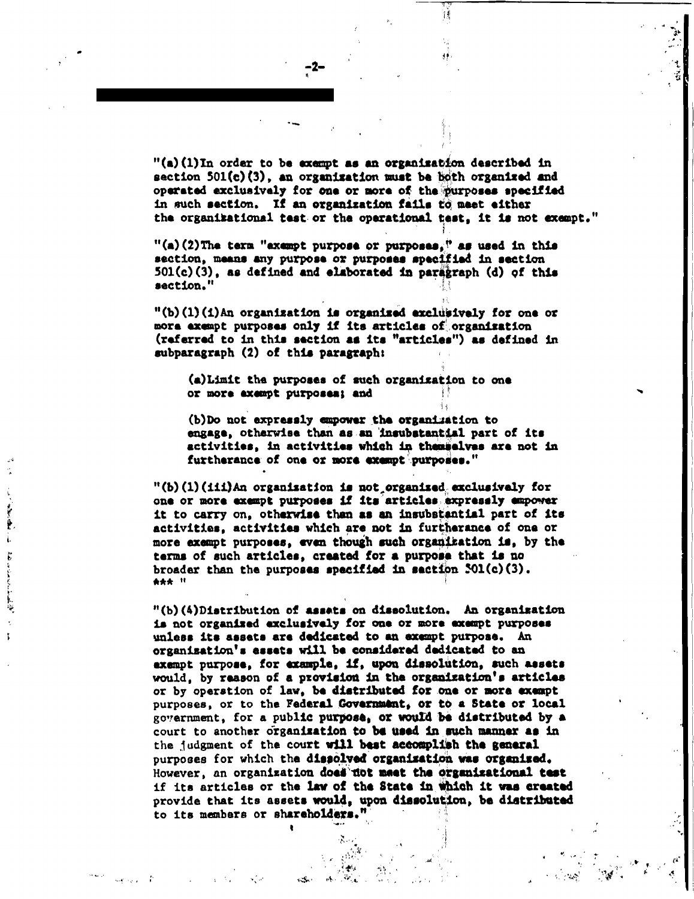"(a)(1)In order to be exempt as an organization described in section 501(c)(3), an organization must be both organized and operated exclusively for one or more of the purposes specified in such section. If an organization fails to meet either the organizational test or the operational test, it is not exempt."

"(a)(2)The term "exempt purpose or purposes," as used in this section, means any purpose or purposes specified in section 501(c)(3), as defined and elaborated in paragraph (d) of this section."

"(b)(1)(i)An organization is organized exclusively for one or more exempt purposes only if its articles of organization (referred to in this section as its "articles") as defined in subparagraph (2) of this paragraph:

> (a)Limit the purposes of such organization to one or more exempt purposes; and
>
> (b)Do not expressly empower the organization to engage, otherwise than as an insubstantial part of its activities, in activities which in themselves are not in furtherance of one or more exempt purposes."

"(b)(1)(iii)An organization is not organized exclusively for one or more exempt purposes if its articles expressly empower it to carry on, otherwise than as an insubstantial part of its activities, activities which are not in furtherance of one or more exempt purposes, even though such organization is, by the terms of such articles, created for a purpose that is no broader than the purposes specified in section 501(c)(3). *** "

"(b)(4)Distribution of assets on dissolution. An organization is not organized exclusively for one or more exempt purposes unless its assets are dedicated to an exempt purpose. An organization's assets will be considered dedicated to an exempt purpose, for example, if, upon dissolution, such assets would, by reason of a provision in the organization's articles or by operation of law, be distributed for one or more exempt purposes, or to the Federal Government, or to a State or local government, for a public purpose, or would be distributed by a court to another organization to be used in such manner as in the judgment of the court will best accomplish the general purposes for which the dissolved organization was organized. However, an organization does not meet the organizational test if its articles or the law of the State in which it was created provide that its assets would, upon dissolution, be distributed to its members or shareholders."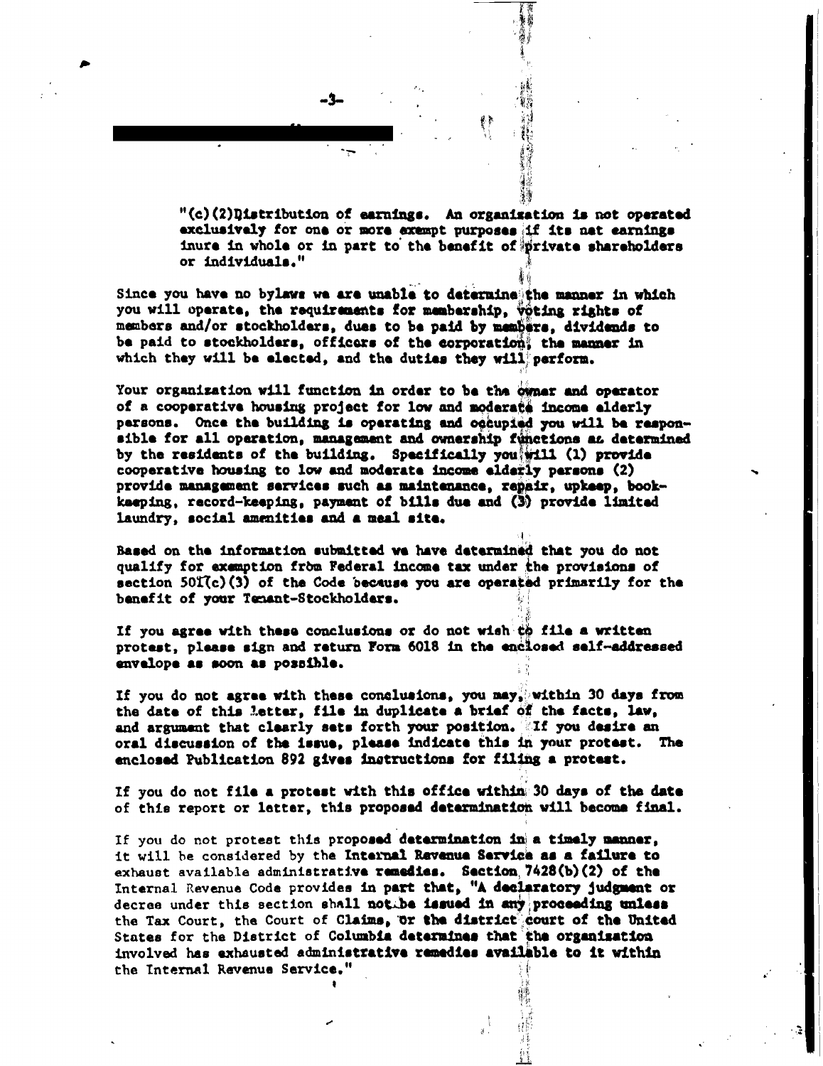"(c)(2) Distribution of earnings. An organization is not operated exclusively for one or more exempt purposes if its net earnings inure in whole or in part to the benefit of private shareholders or individuals."

Since you have no bylaws we are unable to determine the manner in which you will operate, the requirements for membership, voting rights of members and/or stockholders, dues to be paid by members, dividends to be paid to stockholders, officers of the corporation, the manner in which they will be elected, and the duties they will perform.

Your organization will function in order to be the owner and operator of a cooperative housing project for low and moderate income elderly persons. Once the building is operating and occupied you will be responsible for all operation, management and ownership functions as determined by the residents of the building. Specifically you will (1) provide cooperative housing to low and moderate income elderly persons (2) provide management services such as maintenance, repair, upkeep, bookkeeping, record-keeping, payment of bills due and (3) provide limited laundry, social amenities and a meal site.

Based on the information submitted we have determined that you do not qualify for exemption from Federal income tax under the provisions of section 501(c)(3) of the Code because you are operated primarily for the benefit of your Tenant-Stockholders.

If you agree with these conclusions or do not wish to file a written protest, please sign and return Form 6018 in the enclosed self-addressed envelope as soon as possible.

If you do not agree with these conclusions, you may, within 30 days from the date of this letter, file in duplicate a brief of the facts, law, and argument that clearly sets forth your position. If you desire an oral discussion of the issue, please indicate this in your protest. The enclosed Publication 892 gives instructions for filing a protest.

If you do not file a protest with this office within 30 days of the date of this report or letter, this proposed determination will become final.

If you do not protest this proposed determination in a timely manner, it will be considered by the Internal Revenue Service as a failure to exhaust available administrative remedies. Section 7428(b)(2) of the Internal Revenue Code provides in part that, "A declaratory judgment or decree under this section shall not be issued in any proceeding unless the Tax Court, the Court of Claims, or the district court of the United States for the District of Columbia determines that the organization involved has exhausted administrative remedies available to it within the Internal Revenue Service."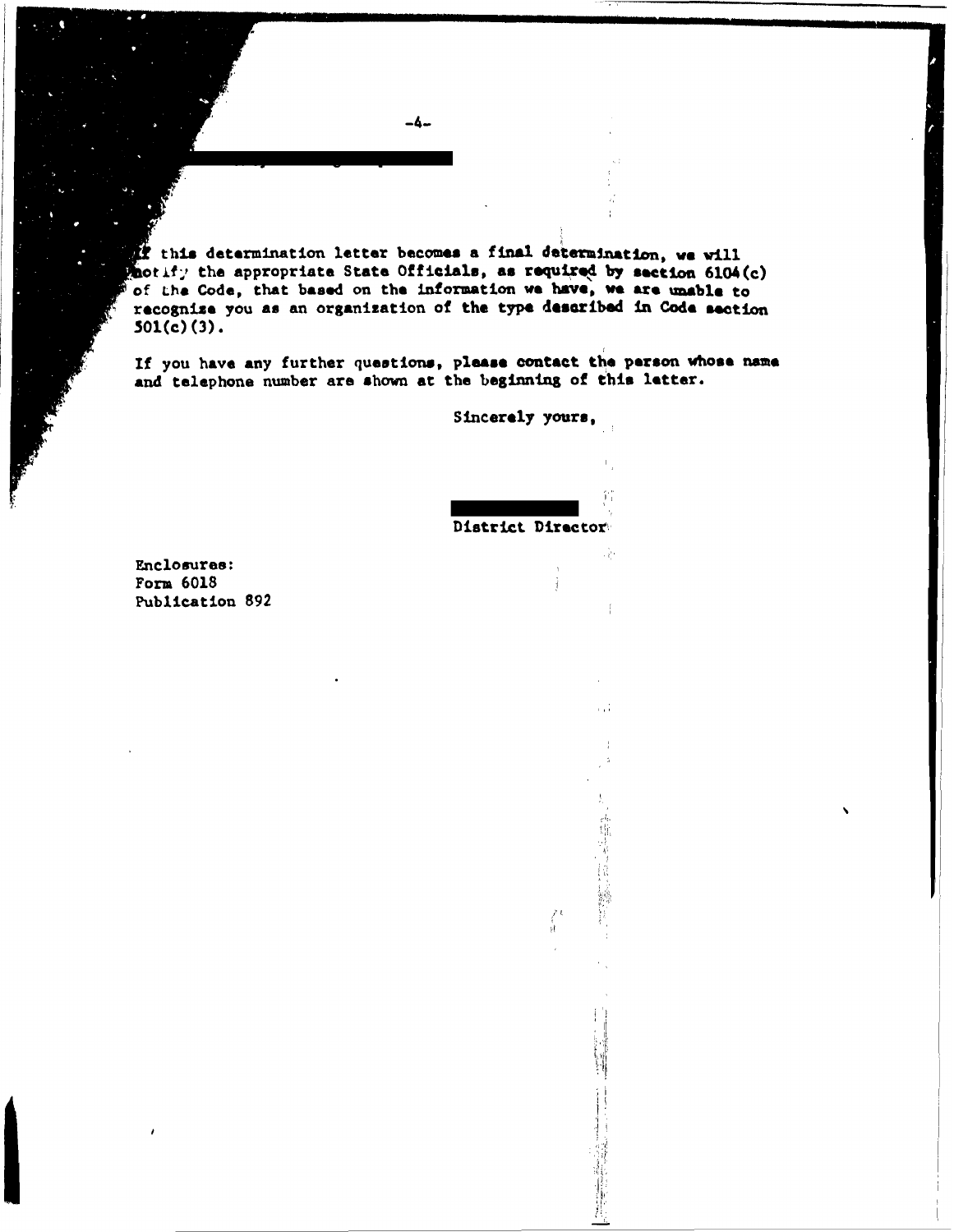If this determination letter becomes a final determination, we will notify the appropriate State Officials, as required by section 6104(c) of the Code, that based on the information we have, we are unable to recognize you as an organization of the type described in Code section 501(c)(3).

If you have any further questions, please contact the person whose name and telephone number are shown at the beginning of this letter.

Sincerely yours,

District Director

Enclosures:
Form 6018
Publication 892